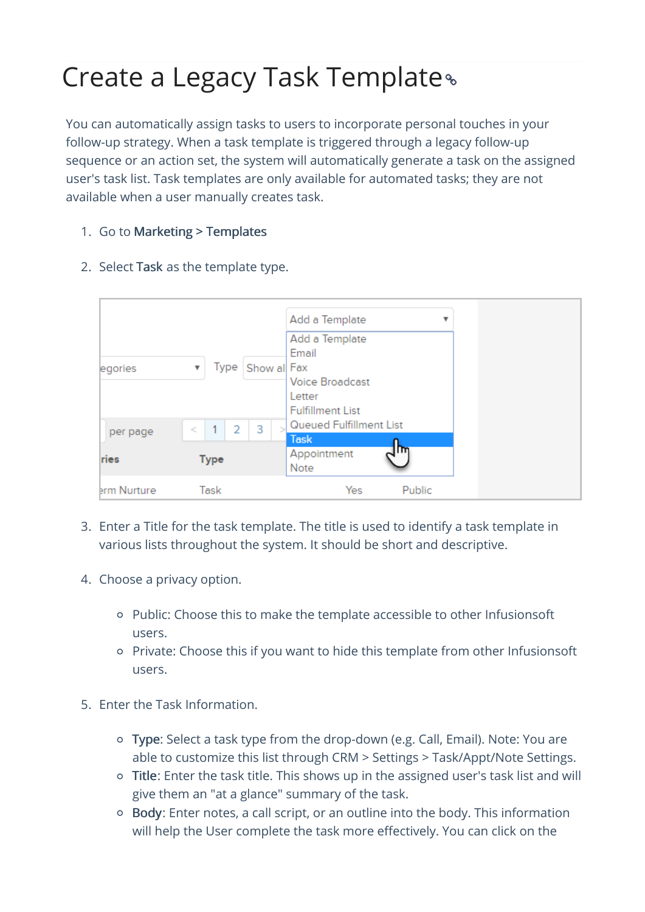# Create a Legacy Task Template

You can automatically assign tasks to users to incorporate personal touches in your follow-up strategy. When a task template is triggered through a legacy follow-up sequence or an action set, the system will automatically generate a task on the assigned user's task list. Task templates are only available for automated tasks; they are not available when a user manually creates task.

1. Go to **Marketing > Templates**
2. Select **Task** as the template type.
3. Enter a Title for the task template. The title is used to identify a task template in various lists throughout the system. It should be short and descriptive.
4. Choose a privacy option.
    - Public: Choose this to make the template accessible to other Infusionsoft users.
    - Private: Choose this if you want to hide this template from other Infusionsoft users.
5. Enter the Task Information.
    - **Type**: Select a task type from the drop-down (e.g. Call, Email). Note: You are able to customize this list through CRM > Settings > Task/Appt/Note Settings.
    - **Title**: Enter the task title. This shows up in the assigned user's task list and will give them an "at a glance" summary of the task.
    - **Body**: Enter notes, a call script, or an outline into the body. This information will help the User complete the task more effectively. You can click on the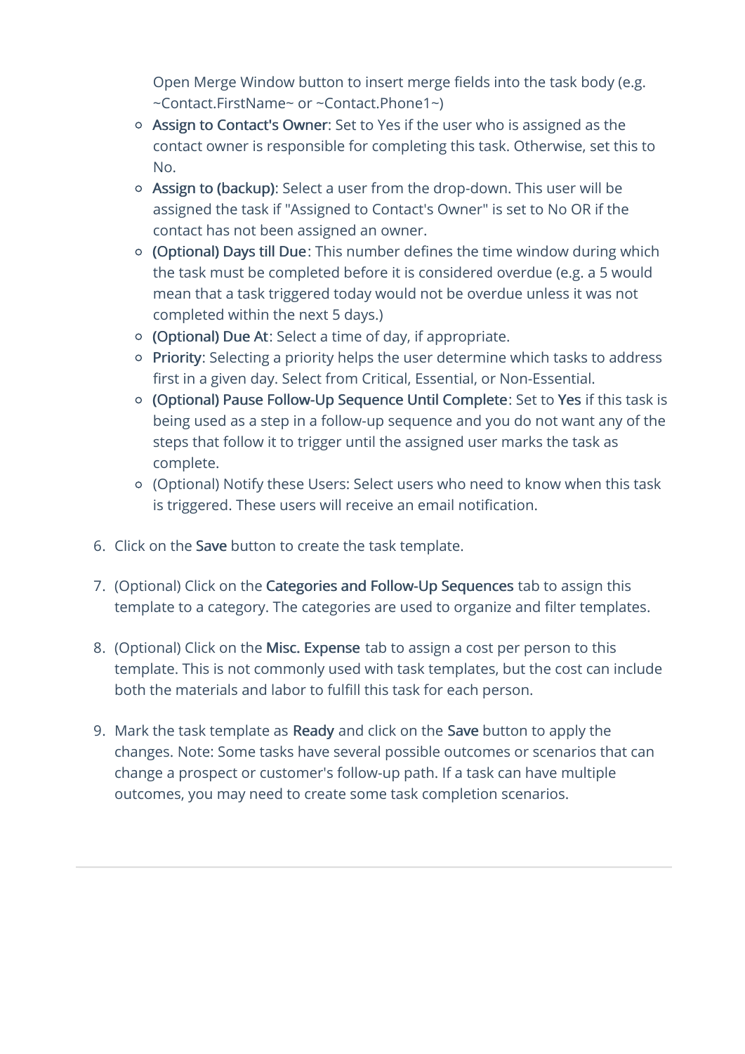Open Merge Window button to insert merge fields into the task body (e.g. ~Contact.FirstName~ or ~Contact.Phone1~)
    - **Assign to Contact's Owner**: Set to Yes if the user who is assigned as the contact owner is responsible for completing this task. Otherwise, set this to No.
    - **Assign to (backup)**: Select a user from the drop-down. This user will be assigned the task if "Assigned to Contact's Owner" is set to No OR if the contact has not been assigned an owner.
    - **(Optional) Days till Due**: This number defines the time window during which the task must be completed before it is considered overdue (e.g. a 5 would mean that a task triggered today would not be overdue unless it was not completed within the next 5 days.)
    - **(Optional) Due At**: Select a time of day, if appropriate.
    - **Priority**: Selecting a priority helps the user determine which tasks to address first in a given day. Select from Critical, Essential, or Non-Essential.
    - **(Optional) Pause Follow-Up Sequence Until Complete**: Set to **Yes** if this task is being used as a step in a follow-up sequence and you do not want any of the steps that follow it to trigger until the assigned user marks the task as complete.
    - (Optional) Notify these Users: Select users who need to know when this task is triggered. These users will receive an email notification.

6. Click on the **Save** button to create the task template.

7. (Optional) Click on the **Categories and Follow-Up Sequences** tab to assign this template to a category. The categories are used to organize and filter templates.

8. (Optional) Click on the **Misc. Expense** tab to assign a cost per person to this template. This is not commonly used with task templates, but the cost can include both the materials and labor to fulfill this task for each person.

9. Mark the task template as **Ready** and click on the **Save** button to apply the changes. Note: Some tasks have several possible outcomes or scenarios that can change a prospect or customer's follow-up path. If a task can have multiple outcomes, you may need to create some task completion scenarios.